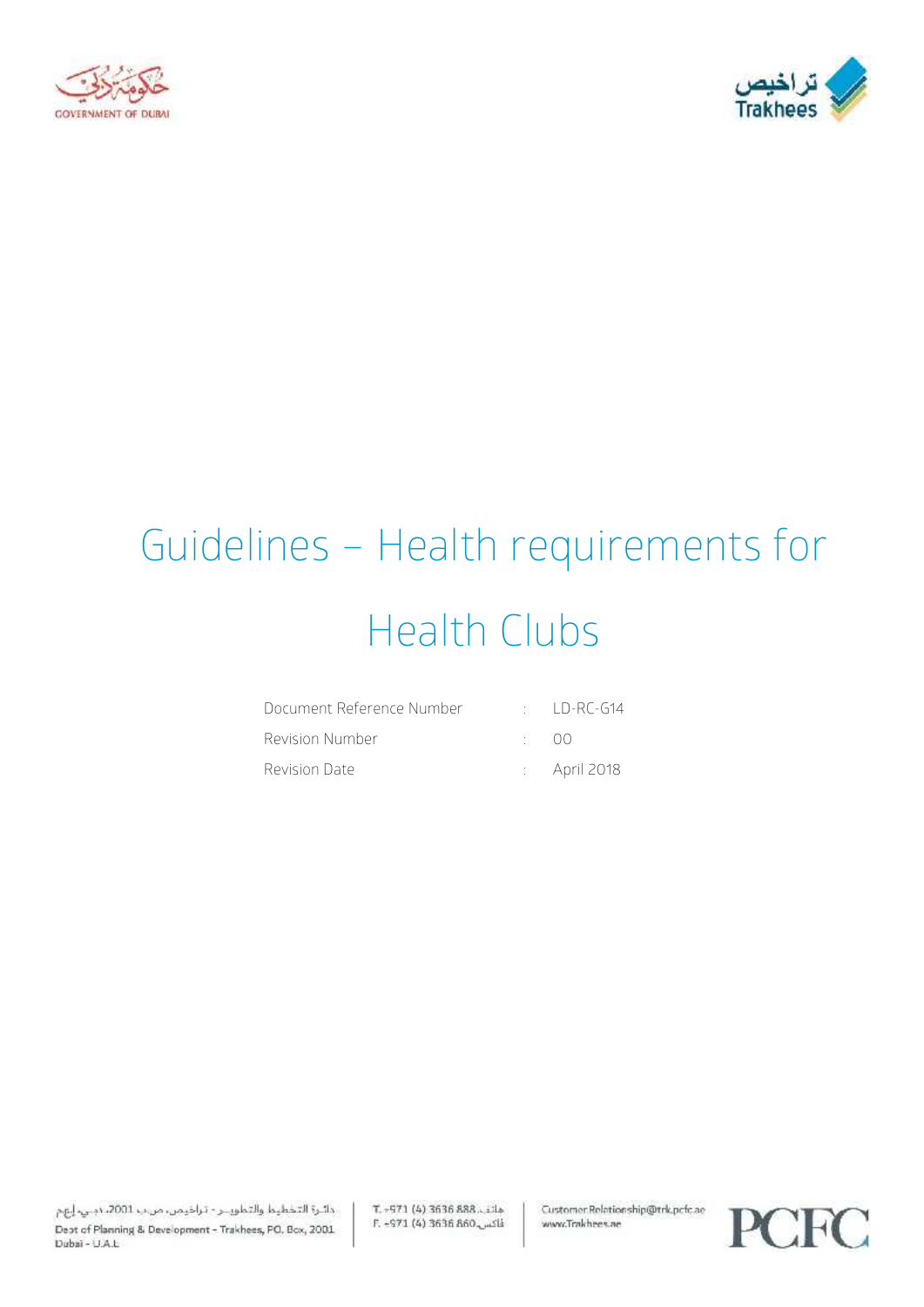# Guidelines – Health requirements for Health Clubs

| | | |
|---|---|---|
| Document Reference Number | : | LD-RC-G14 |
| Revision Number | : | 00 |
| Revision Date | : | April 2018 |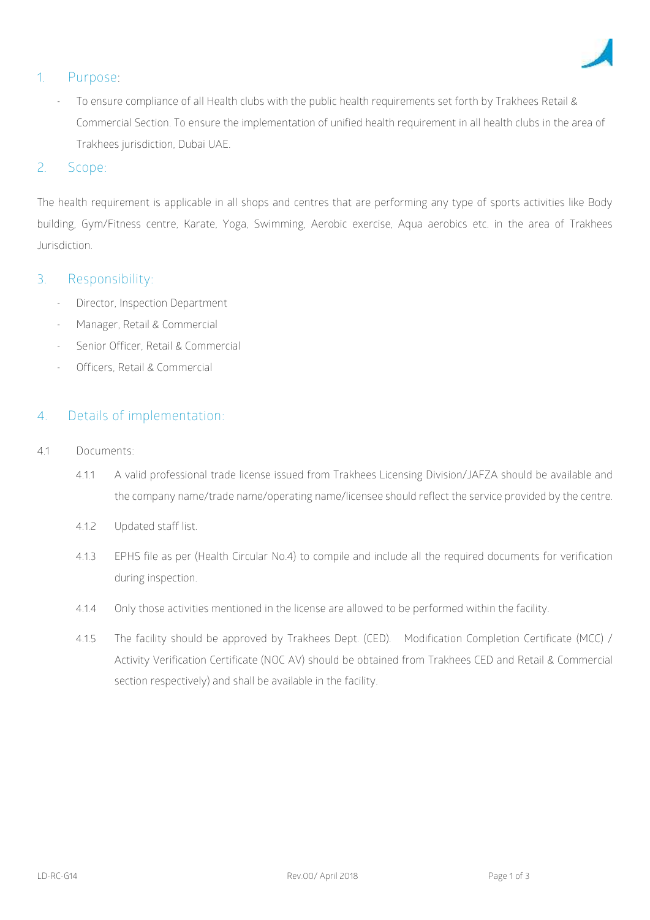## 1. Purpose:

- To ensure compliance of all Health clubs with the public health requirements set forth by Trakhees Retail & Commercial Section. To ensure the implementation of unified health requirement in all health clubs in the area of Trakhees jurisdiction, Dubai UAE.

## 2. Scope:

The health requirement is applicable in all shops and centres that are performing any type of sports activities like Body building, Gym/Fitness centre, Karate, Yoga, Swimming, Aerobic exercise, Aqua aerobics etc. in the area of Trakhees Jurisdiction.

## 3. Responsibility:

- Director, Inspection Department
- Manager, Retail & Commercial
- Senior Officer, Retail & Commercial
- Officers, Retail & Commercial

## 4. Details of implementation:

4.1 Documents:

4.1.1 A valid professional trade license issued from Trakhees Licensing Division/JAFZA should be available and the company name/trade name/operating name/licensee should reflect the service provided by the centre.

4.1.2 Updated staff list.

4.1.3 EPHS file as per (Health Circular No.4) to compile and include all the required documents for verification during inspection.

4.1.4 Only those activities mentioned in the license are allowed to be performed within the facility.

4.1.5 The facility should be approved by Trakhees Dept. (CED). Modification Completion Certificate (MCC) / Activity Verification Certificate (NOC AV) should be obtained from Trakhees CED and Retail & Commercial section respectively) and shall be available in the facility.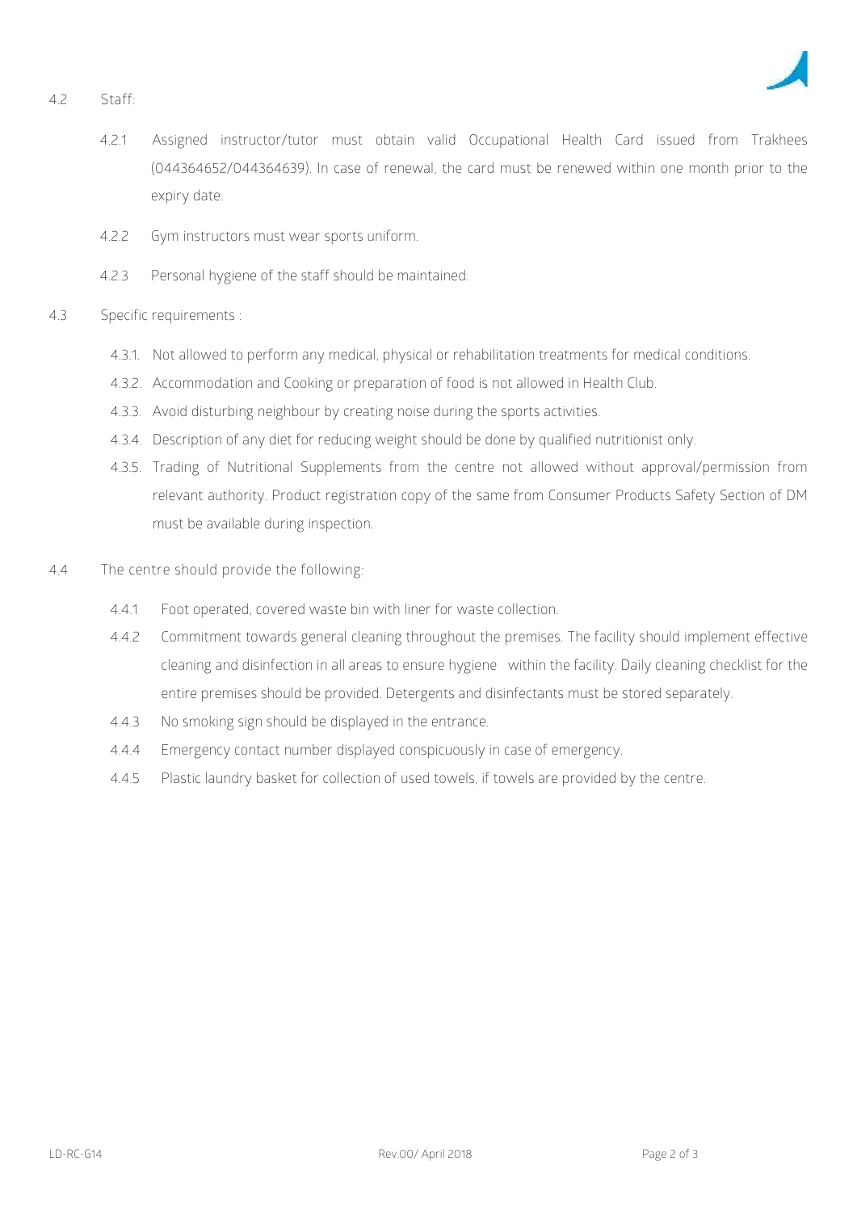4.2 Staff:

- 4.2.1 Assigned instructor/tutor must obtain valid Occupational Health Card issued from Trakhees (044364652/044364639). In case of renewal, the card must be renewed within one month prior to the expiry date.
- 4.2.2 Gym instructors must wear sports uniform.
- 4.2.3 Personal hygiene of the staff should be maintained.

4.3 Specific requirements :

- 4.3.1. Not allowed to perform any medical, physical or rehabilitation treatments for medical conditions.
- 4.3.2. Accommodation and Cooking or preparation of food is not allowed in Health Club.
- 4.3.3. Avoid disturbing neighbour by creating noise during the sports activities.
- 4.3.4. Description of any diet for reducing weight should be done by qualified nutritionist only.
- 4.3.5. Trading of Nutritional Supplements from the centre not allowed without approval/permission from relevant authority. Product registration copy of the same from Consumer Products Safety Section of DM must be available during inspection.

4.4 The centre should provide the following:

- 4.4.1 Foot operated, covered waste bin with liner for waste collection.
- 4.4.2 Commitment towards general cleaning throughout the premises. The facility should implement effective cleaning and disinfection in all areas to ensure hygiene within the facility. Daily cleaning checklist for the entire premises should be provided. Detergents and disinfectants must be stored separately.
- 4.4.3 No smoking sign should be displayed in the entrance.
- 4.4.4 Emergency contact number displayed conspicuously in case of emergency.
- 4.4.5 Plastic laundry basket for collection of used towels, if towels are provided by the centre.